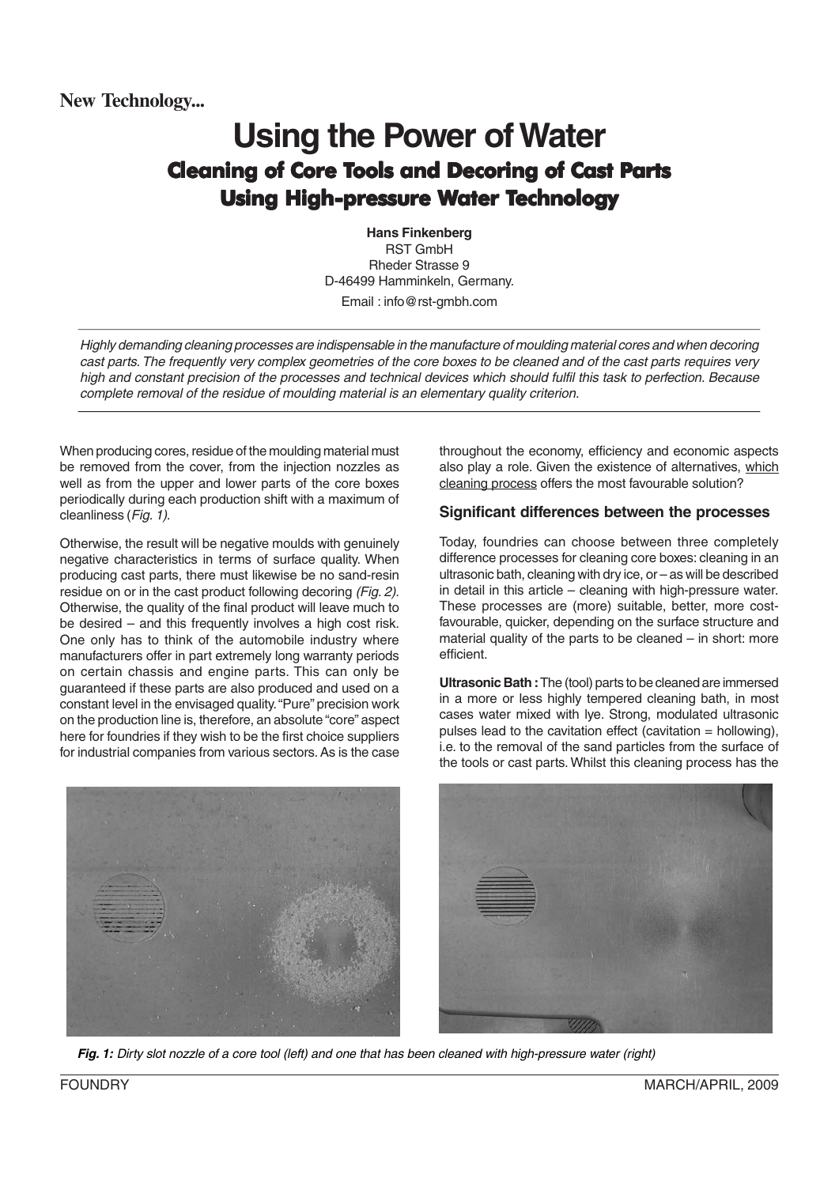New Technology...

# Using the Power of Water

## Cleaning of Core Tools and Decoring of Cast Parts Using High-pressure Water Technology

**Hans Finkenberg**
RST GmbH
Rheder Strasse 9
D-46499 Hamminkeln, Germany.
Email : info@rst-gmbh.com

*Highly demanding cleaning processes are indispensable in the manufacture of moulding material cores and when decoring cast parts. The frequently very complex geometries of the core boxes to be cleaned and of the cast parts requires very high and constant precision of the processes and technical devices which should fulfil this task to perfection. Because complete removal of the residue of moulding material is an elementary quality criterion.*

When producing cores, residue of the moulding material must be removed from the cover, from the injection nozzles as well as from the upper and lower parts of the core boxes periodically during each production shift with a maximum of cleanliness (*Fig. 1*).

Otherwise, the result will be negative moulds with genuinely negative characteristics in terms of surface quality. When producing cast parts, there must likewise be no sand-resin residue on or in the cast product following decoring *(Fig. 2)*. Otherwise, the quality of the final product will leave much to be desired – and this frequently involves a high cost risk. One only has to think of the automobile industry where manufacturers offer in part extremely long warranty periods on certain chassis and engine parts. This can only be guaranteed if these parts are also produced and used on a constant level in the envisaged quality. "Pure" precision work on the production line is, therefore, an absolute "core" aspect here for foundries if they wish to be the first choice suppliers for industrial companies from various sectors. As is the case throughout the economy, efficiency and economic aspects also play a role. Given the existence of alternatives, which cleaning process offers the most favourable solution?

### Significant differences between the processes

Today, foundries can choose between three completely difference processes for cleaning core boxes: cleaning in an ultrasonic bath, cleaning with dry ice, or – as will be described in detail in this article – cleaning with high-pressure water. These processes are (more) suitable, better, more cost-favourable, quicker, depending on the surface structure and material quality of the parts to be cleaned – in short: more efficient.

**Ultrasonic Bath :** The (tool) parts to be cleaned are immersed in a more or less highly tempered cleaning bath, in most cases water mixed with lye. Strong, modulated ultrasonic pulses lead to the cavitation effect (cavitation = hollowing), i.e. to the removal of the sand particles from the surface of the tools or cast parts. Whilst this cleaning process has the

***Fig. 1:*** *Dirty slot nozzle of a core tool (left) and one that has been cleaned with high-pressure water (right)*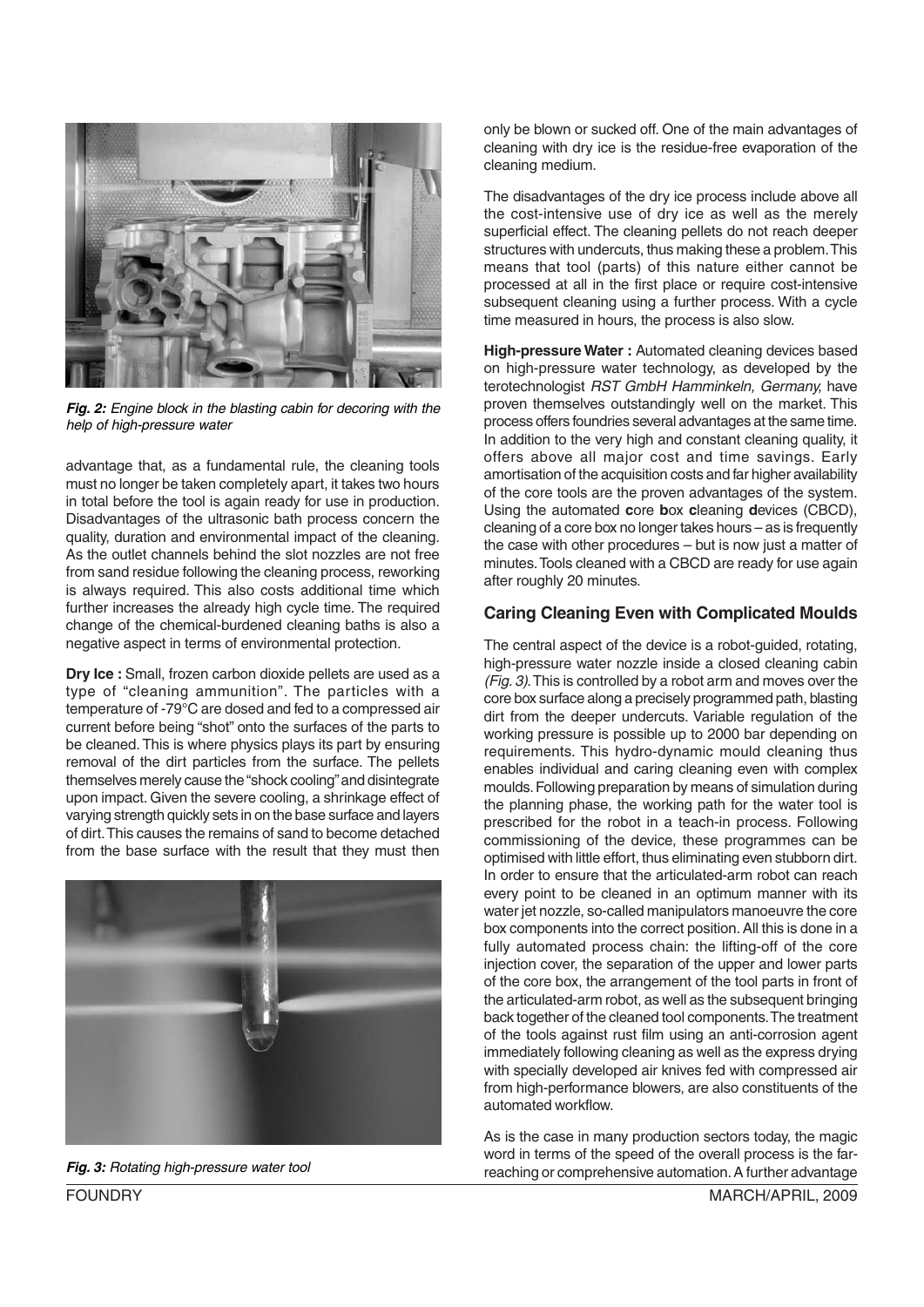*Fig. 2: Engine block in the blasting cabin for decoring with the help of high-pressure water*

advantage that, as a fundamental rule, the cleaning tools must no longer be taken completely apart, it takes two hours in total before the tool is again ready for use in production. Disadvantages of the ultrasonic bath process concern the quality, duration and environmental impact of the cleaning. As the outlet channels behind the slot nozzles are not free from sand residue following the cleaning process, reworking is always required. This also costs additional time which further increases the already high cycle time. The required change of the chemical-burdened cleaning baths is also a negative aspect in terms of environmental protection.

**Dry Ice :** Small, frozen carbon dioxide pellets are used as a type of "cleaning ammunition". The particles with a temperature of -79°C are dosed and fed to a compressed air current before being "shot" onto the surfaces of the parts to be cleaned. This is where physics plays its part by ensuring removal of the dirt particles from the surface. The pellets themselves merely cause the "shock cooling" and disintegrate upon impact. Given the severe cooling, a shrinkage effect of varying strength quickly sets in on the base surface and layers of dirt. This causes the remains of sand to become detached from the base surface with the result that they must then only be blown or sucked off. One of the main advantages of cleaning with dry ice is the residue-free evaporation of the cleaning medium.

*Fig. 3: Rotating high-pressure water tool*

The disadvantages of the dry ice process include above all the cost-intensive use of dry ice as well as the merely superficial effect. The cleaning pellets do not reach deeper structures with undercuts, thus making these a problem. This means that tool (parts) of this nature either cannot be processed at all in the first place or require cost-intensive subsequent cleaning using a further process. With a cycle time measured in hours, the process is also slow.

**High-pressure Water :** Automated cleaning devices based on high-pressure water technology, as developed by the terotechnologist *RST GmbH Hamminkeln, Germany,* have proven themselves outstandingly well on the market. This process offers foundries several advantages at the same time. In addition to the very high and constant cleaning quality, it offers above all major cost and time savings. Early amortisation of the acquisition costs and far higher availability of the core tools are the proven advantages of the system. Using the automated **c**ore **b**ox **c**leaning **d**evices (CBCD), cleaning of a core box no longer takes hours – as is frequently the case with other procedures – but is now just a matter of minutes. Tools cleaned with a CBCD are ready for use again after roughly 20 minutes.

## Caring Cleaning Even with Complicated Moulds

The central aspect of the device is a robot-guided, rotating, high-pressure water nozzle inside a closed cleaning cabin *(Fig. 3)*. This is controlled by a robot arm and moves over the core box surface along a precisely programmed path, blasting dirt from the deeper undercuts. Variable regulation of the working pressure is possible up to 2000 bar depending on requirements. This hydro-dynamic mould cleaning thus enables individual and caring cleaning even with complex moulds. Following preparation by means of simulation during the planning phase, the working path for the water tool is prescribed for the robot in a teach-in process. Following commissioning of the device, these programmes can be optimised with little effort, thus eliminating even stubborn dirt. In order to ensure that the articulated-arm robot can reach every point to be cleaned in an optimum manner with its water jet nozzle, so-called manipulators manoeuvre the core box components into the correct position. All this is done in a fully automated process chain: the lifting-off of the core injection cover, the separation of the upper and lower parts of the core box, the arrangement of the tool parts in front of the articulated-arm robot, as well as the subsequent bringing back together of the cleaned tool components. The treatment of the tools against rust film using an anti-corrosion agent immediately following cleaning as well as the express drying with specially developed air knives fed with compressed air from high-performance blowers, are also constituents of the automated workflow.

As is the case in many production sectors today, the magic word in terms of the speed of the overall process is the far-reaching or comprehensive automation. A further advantage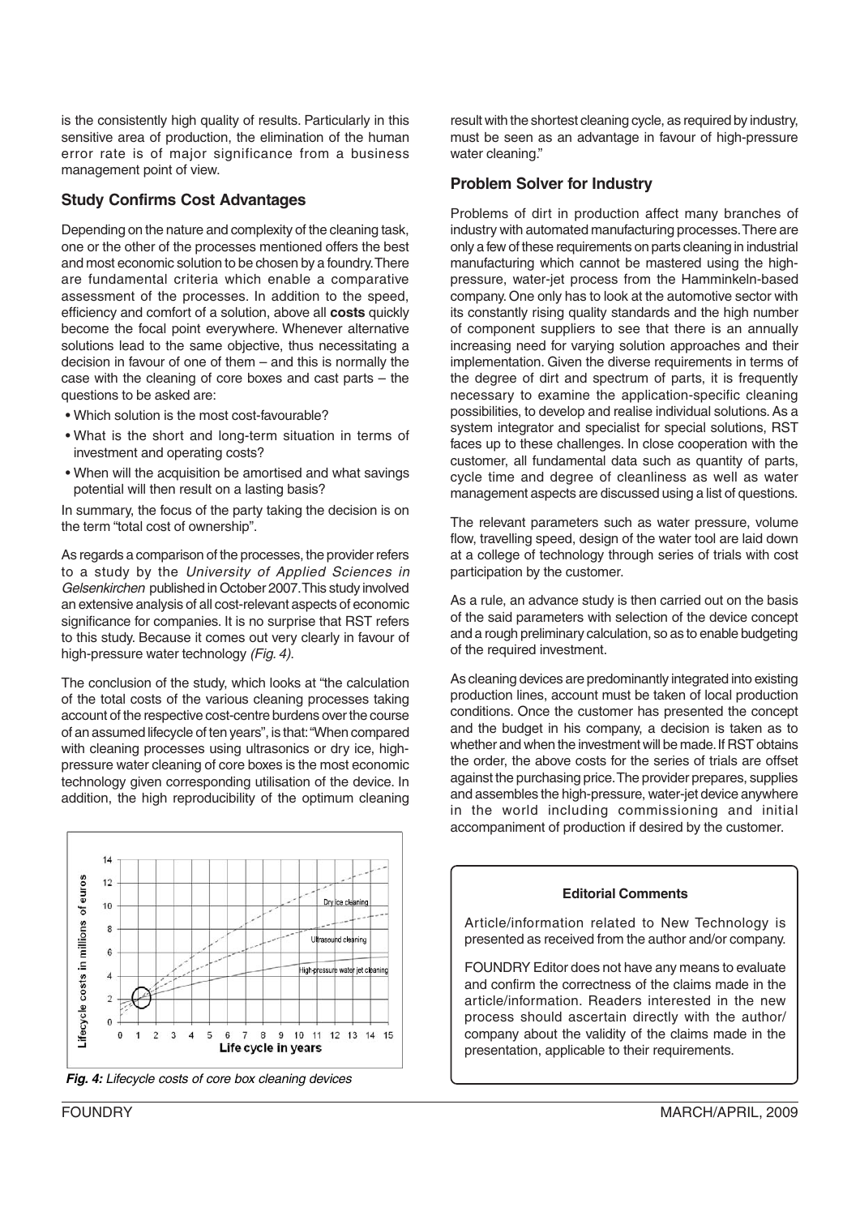is the consistently high quality of results. Particularly in this sensitive area of production, the elimination of the human error rate is of major significance from a business management point of view.

## Study Confirms Cost Advantages

Depending on the nature and complexity of the cleaning task, one or the other of the processes mentioned offers the best and most economic solution to be chosen by a foundry. There are fundamental criteria which enable a comparative assessment of the processes. In addition to the speed, efficiency and comfort of a solution, above all **costs** quickly become the focal point everywhere. Whenever alternative solutions lead to the same objective, thus necessitating a decision in favour of one of them – and this is normally the case with the cleaning of core boxes and cast parts – the questions to be asked are:

- Which solution is the most cost-favourable?
- What is the short and long-term situation in terms of investment and operating costs?
- When will the acquisition be amortised and what savings potential will then result on a lasting basis?

In summary, the focus of the party taking the decision is on the term "total cost of ownership".

As regards a comparison of the processes, the provider refers to a study by the *University of Applied Sciences in Gelsenkirchen* published in October 2007. This study involved an extensive analysis of all cost-relevant aspects of economic significance for companies. It is no surprise that RST refers to this study. Because it comes out very clearly in favour of high-pressure water technology *(Fig. 4)*.

The conclusion of the study, which looks at "the calculation of the total costs of the various cleaning processes taking account of the respective cost-centre burdens over the course of an assumed lifecycle of ten years", is that: "When compared with cleaning processes using ultrasonics or dry ice, high-pressure water cleaning of core boxes is the most economic technology given corresponding utilisation of the device. In addition, the high reproducibility of the optimum cleaning result with the shortest cleaning cycle, as required by industry, must be seen as an advantage in favour of high-pressure water cleaning."

Lifecycle costs in millions of euros
14
12
10
8
6
4
2
0
0 1 2 3 4 5 6 7 8 9 10 11 12 13 14 15
Life cycle in years
Dry ice cleaning
Ultrasound cleaning
High-pressure water jet cleaning

***Fig. 4:*** *Lifecycle costs of core box cleaning devices*

## Problem Solver for Industry

Problems of dirt in production affect many branches of industry with automated manufacturing processes. There are only a few of these requirements on parts cleaning in industrial manufacturing which cannot be mastered using the high-pressure, water-jet process from the Hamminkeln-based company. One only has to look at the automotive sector with its constantly rising quality standards and the high number of component suppliers to see that there is an annually increasing need for varying solution approaches and their implementation. Given the diverse requirements in terms of the degree of dirt and spectrum of parts, it is frequently necessary to examine the application-specific cleaning possibilities, to develop and realise individual solutions. As a system integrator and specialist for special solutions, RST faces up to these challenges. In close cooperation with the customer, all fundamental data such as quantity of parts, cycle time and degree of cleanliness as well as water management aspects are discussed using a list of questions.

The relevant parameters such as water pressure, volume flow, travelling speed, design of the water tool are laid down at a college of technology through series of trials with cost participation by the customer.

As a rule, an advance study is then carried out on the basis of the said parameters with selection of the device concept and a rough preliminary calculation, so as to enable budgeting of the required investment.

As cleaning devices are predominantly integrated into existing production lines, account must be taken of local production conditions. Once the customer has presented the concept and the budget in his company, a decision is taken as to whether and when the investment will be made. If RST obtains the order, the above costs for the series of trials are offset against the purchasing price. The provider prepares, supplies and assembles the high-pressure, water-jet device anywhere in the world including commissioning and initial accompaniment of production if desired by the customer.

**Editorial Comments**

Article/information related to New Technology is presented as received from the author and/or company.

FOUNDRY Editor does not have any means to evaluate and confirm the correctness of the claims made in the article/information. Readers interested in the new process should ascertain directly with the author/ company about the validity of the claims made in the presentation, applicable to their requirements.